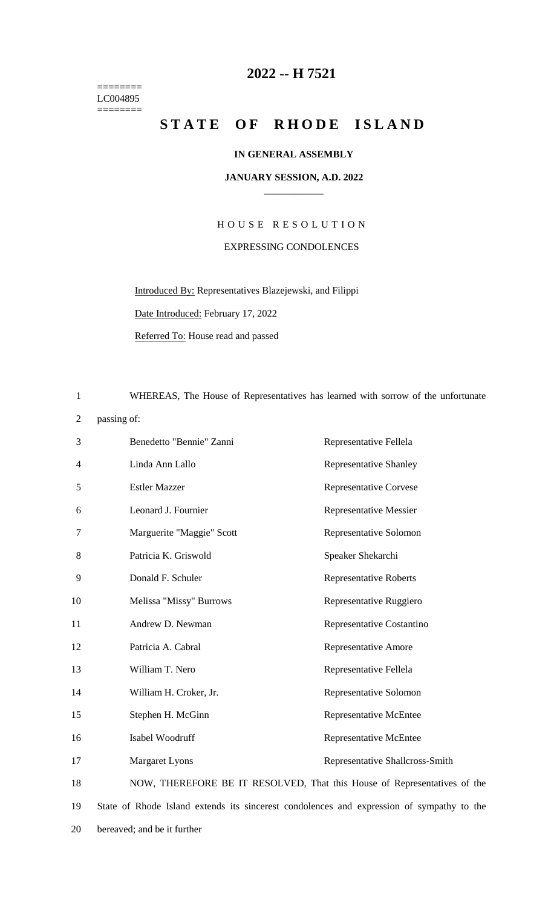# 2022 -- H 7521

========
LC004895
========

## STATE OF RHODE ISLAND

**IN GENERAL ASSEMBLY**

**JANUARY SESSION, A.D. 2022**

HOUSE RESOLUTION

EXPRESSING CONDOLENCES

Introduced By: Representatives Blazejewski, and Filippi

Date Introduced: February 17, 2022

Referred To: House read and passed

WHEREAS, The House of Representatives has learned with sorrow of the unfortunate passing of:

| | |
|---|---|
| Benedetto "Bennie" Zanni | Representative Fellela |
| Linda Ann Lallo | Representative Shanley |
| Estler Mazzer | Representative Corvese |
| Leonard J. Fournier | Representative Messier |
| Marguerite "Maggie" Scott | Representative Solomon |
| Patricia K. Griswold | Speaker Shekarchi |
| Donald F. Schuler | Representative Roberts |
| Melissa "Missy" Burrows | Representative Ruggiero |
| Andrew D. Newman | Representative Costantino |
| Patricia A. Cabral | Representative Amore |
| William T. Nero | Representative Fellela |
| William H. Croker, Jr. | Representative Solomon |
| Stephen H. McGinn | Representative McEntee |
| Isabel Woodruff | Representative McEntee |
| Margaret Lyons | Representative Shallcross-Smith |

NOW, THEREFORE BE IT RESOLVED, That this House of Representatives of the State of Rhode Island extends its sincerest condolences and expression of sympathy to the bereaved; and be it further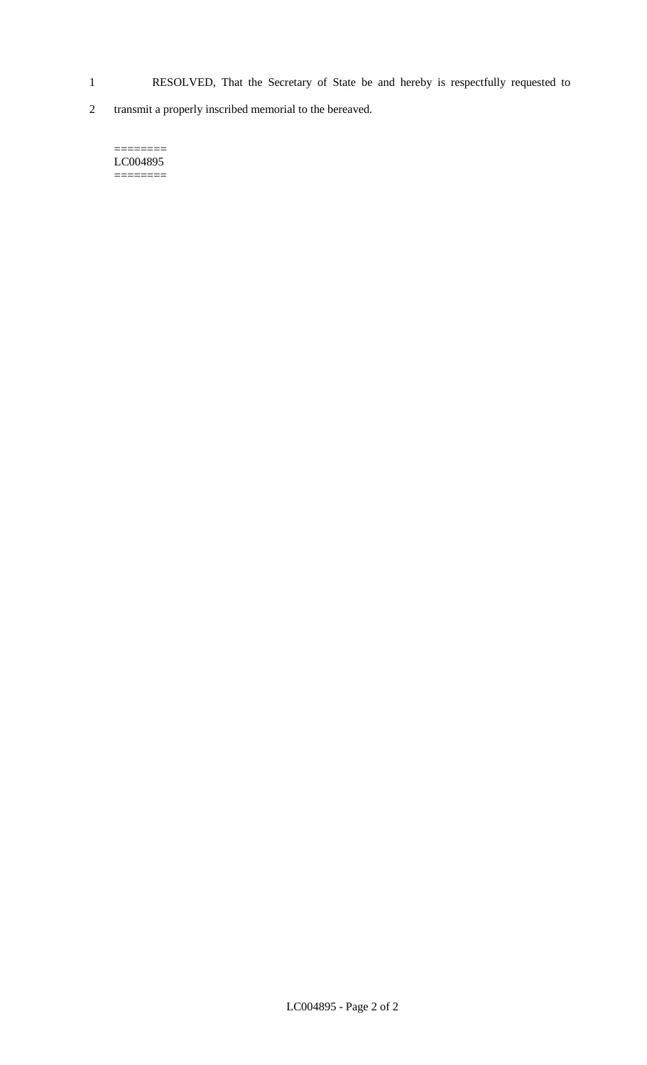RESOLVED, That the Secretary of State be and hereby is respectfully requested to transmit a properly inscribed memorial to the bereaved.

========
LC004895
========